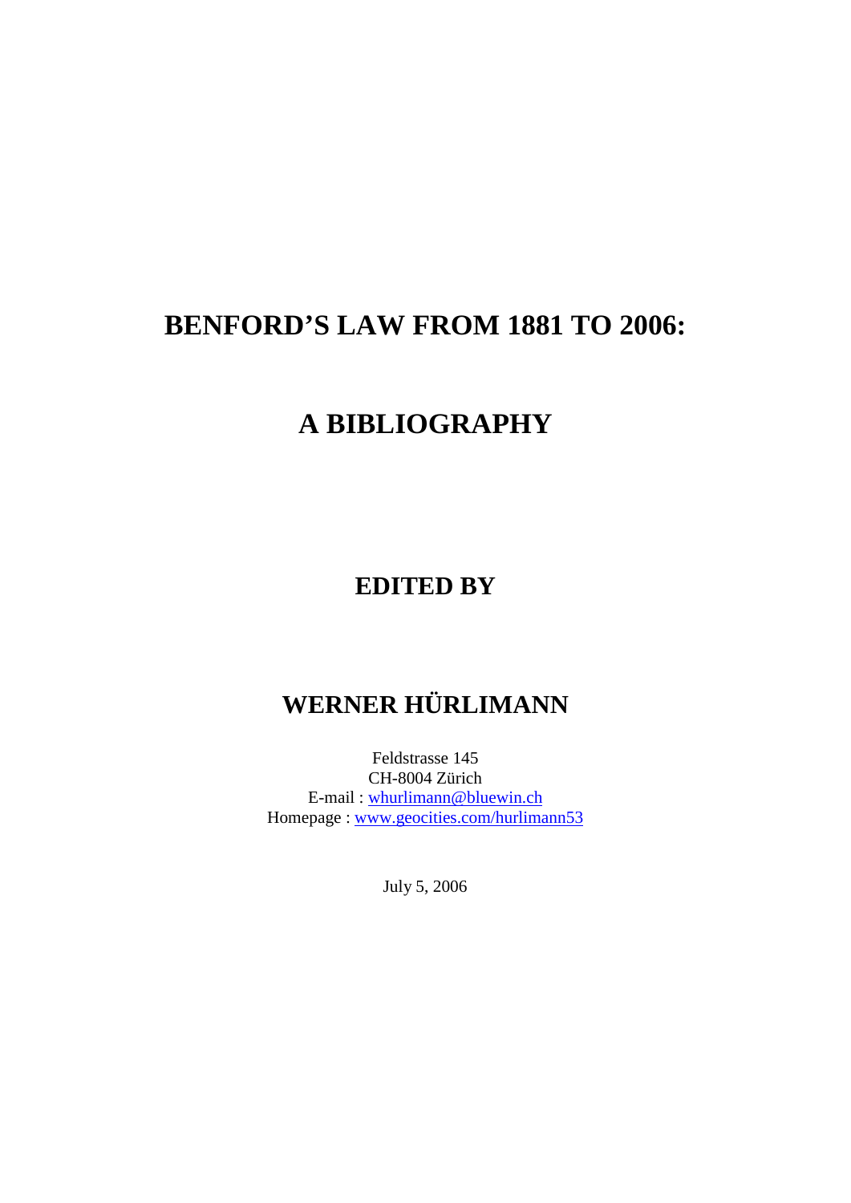# BENFORD'S LAW FROM 1881 TO 2006:

# A BIBLIOGRAPHY

## EDITED BY

## WERNER HÜRLIMANN

Feldstrasse 145
CH-8004 Zürich
E-mail : whurlimann@bluewin.ch
Homepage : www.geocities.com/hurlimann53

July 5, 2006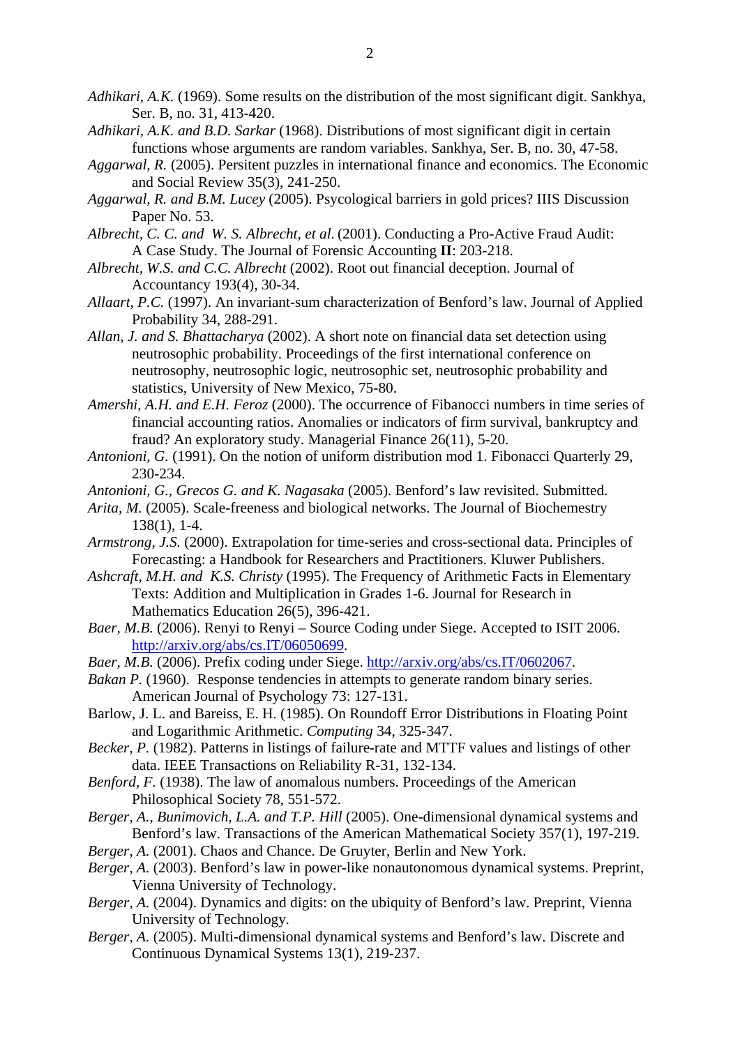*Adhikari, A.K.* (1969). Some results on the distribution of the most significant digit. Sankhya, Ser. B, no. 31, 413-420.

*Adhikari, A.K. and B.D. Sarkar* (1968). Distributions of most significant digit in certain functions whose arguments are random variables. Sankhya, Ser. B, no. 30, 47-58.

*Aggarwal, R.* (2005). Persitent puzzles in international finance and economics. The Economic and Social Review 35(3), 241-250.

*Aggarwal, R. and B.M. Lucey* (2005). Psycological barriers in gold prices? IIIS Discussion Paper No. 53.

*Albrecht, C. C. and W. S. Albrecht, et al.* (2001). Conducting a Pro-Active Fraud Audit: A Case Study. The Journal of Forensic Accounting **II**: 203-218.

*Albrecht, W.S. and C.C. Albrecht* (2002). Root out financial deception. Journal of Accountancy 193(4), 30-34.

*Allaart, P.C.* (1997). An invariant-sum characterization of Benford's law. Journal of Applied Probability 34, 288-291.

*Allan, J. and S. Bhattacharya* (2002). A short note on financial data set detection using neutrosophic probability. Proceedings of the first international conference on neutrosophy, neutrosophic logic, neutrosophic set, neutrosophic probability and statistics, University of New Mexico, 75-80.

*Amershi, A.H. and E.H. Feroz* (2000). The occurrence of Fibanocci numbers in time series of financial accounting ratios. Anomalies or indicators of firm survival, bankruptcy and fraud? An exploratory study. Managerial Finance 26(11), 5-20.

*Antonioni, G.* (1991). On the notion of uniform distribution mod 1. Fibonacci Quarterly 29, 230-234.

*Antonioni, G., Grecos G. and K. Nagasaka* (2005). Benford's law revisited. Submitted.

*Arita, M.* (2005). Scale-freeness and biological networks. The Journal of Biochemestry 138(1), 1-4.

*Armstrong, J.S.* (2000). Extrapolation for time-series and cross-sectional data. Principles of Forecasting: a Handbook for Researchers and Practitioners. Kluwer Publishers.

*Ashcraft, M.H. and K.S. Christy* (1995). The Frequency of Arithmetic Facts in Elementary Texts: Addition and Multiplication in Grades 1-6. Journal for Research in Mathematics Education 26(5), 396-421.

*Baer, M.B.* (2006). Renyi to Renyi – Source Coding under Siege. Accepted to ISIT 2006. http://arxiv.org/abs/cs.IT/06050699.

*Baer, M.B.* (2006). Prefix coding under Siege. http://arxiv.org/abs/cs.IT/0602067.

*Bakan P.* (1960). Response tendencies in attempts to generate random binary series. American Journal of Psychology 73: 127-131.

Barlow, J. L. and Bareiss, E. H. (1985). On Roundoff Error Distributions in Floating Point and Logarithmic Arithmetic. *Computing* 34, 325-347.

*Becker, P.* (1982). Patterns in listings of failure-rate and MTTF values and listings of other data. IEEE Transactions on Reliability R-31, 132-134.

*Benford, F.* (1938). The law of anomalous numbers. Proceedings of the American Philosophical Society 78, 551-572.

*Berger, A., Bunimovich, L.A. and T.P. Hill* (2005). One-dimensional dynamical systems and Benford's law. Transactions of the American Mathematical Society 357(1), 197-219.

*Berger, A.* (2001). Chaos and Chance. De Gruyter, Berlin and New York.

*Berger, A.* (2003). Benford's law in power-like nonautonomous dynamical systems. Preprint, Vienna University of Technology.

*Berger, A.* (2004). Dynamics and digits: on the ubiquity of Benford's law. Preprint, Vienna University of Technology.

*Berger, A.* (2005). Multi-dimensional dynamical systems and Benford's law. Discrete and Continuous Dynamical Systems 13(1), 219-237.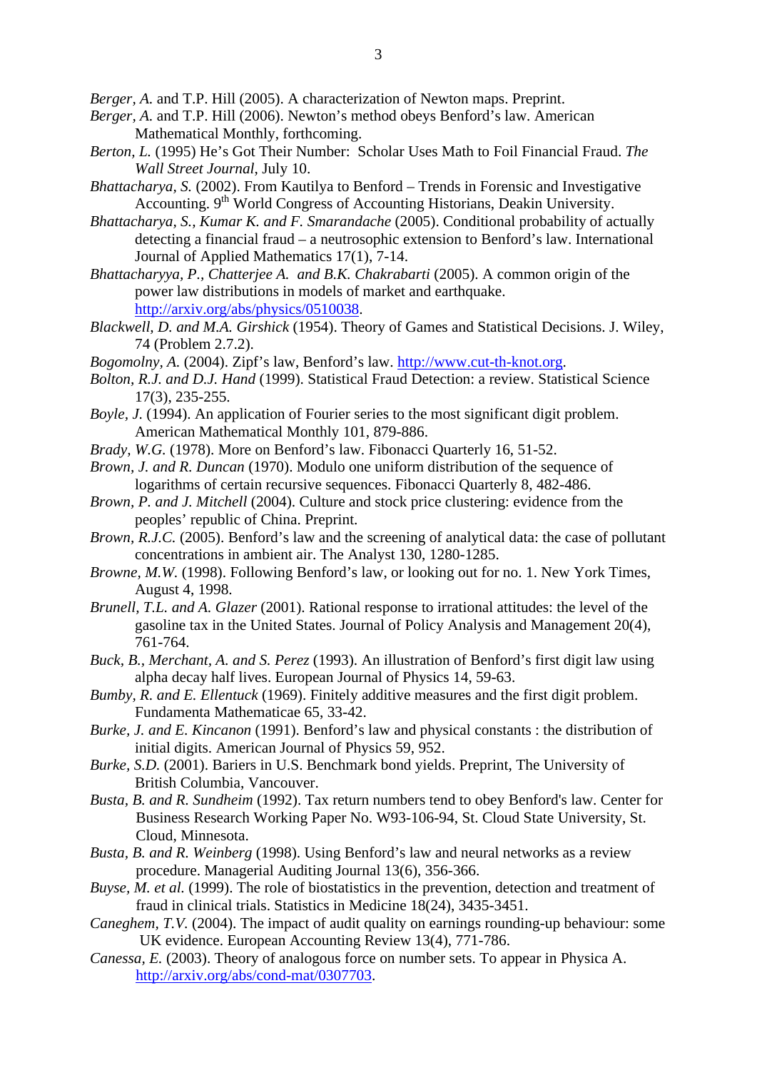*Berger, A.* and T.P. Hill (2005). A characterization of Newton maps. Preprint.

*Berger, A.* and T.P. Hill (2006). Newton's method obeys Benford's law. American Mathematical Monthly, forthcoming.

*Berton, L.* (1995) He's Got Their Number: Scholar Uses Math to Foil Financial Fraud. *The Wall Street Journal*, July 10.

*Bhattacharya, S.* (2002). From Kautilya to Benford – Trends in Forensic and Investigative Accounting. 9th World Congress of Accounting Historians, Deakin University.

*Bhattacharya, S., Kumar K. and F. Smarandache* (2005). Conditional probability of actually detecting a financial fraud – a neutrosophic extension to Benford's law. International Journal of Applied Mathematics 17(1), 7-14.

*Bhattacharyya, P., Chatterjee A. and B.K. Chakrabarti* (2005). A common origin of the power law distributions in models of market and earthquake. http://arxiv.org/abs/physics/0510038.

*Blackwell, D. and M.A. Girshick* (1954). Theory of Games and Statistical Decisions. J. Wiley, 74 (Problem 2.7.2).

*Bogomolny, A.* (2004). Zipf's law, Benford's law. http://www.cut-th-knot.org.

*Bolton, R.J. and D.J. Hand* (1999). Statistical Fraud Detection: a review. Statistical Science 17(3), 235-255.

*Boyle, J.* (1994). An application of Fourier series to the most significant digit problem. American Mathematical Monthly 101, 879-886.

*Brady, W.G.* (1978). More on Benford's law. Fibonacci Quarterly 16, 51-52.

*Brown, J. and R. Duncan* (1970). Modulo one uniform distribution of the sequence of logarithms of certain recursive sequences. Fibonacci Quarterly 8, 482-486.

*Brown, P. and J. Mitchell* (2004). Culture and stock price clustering: evidence from the peoples' republic of China. Preprint.

*Brown, R.J.C.* (2005). Benford's law and the screening of analytical data: the case of pollutant concentrations in ambient air. The Analyst 130, 1280-1285.

*Browne, M.W.* (1998). Following Benford's law, or looking out for no. 1. New York Times, August 4, 1998.

*Brunell, T.L. and A. Glazer* (2001). Rational response to irrational attitudes: the level of the gasoline tax in the United States. Journal of Policy Analysis and Management 20(4), 761-764.

*Buck, B., Merchant, A. and S. Perez* (1993). An illustration of Benford's first digit law using alpha decay half lives. European Journal of Physics 14, 59-63.

*Bumby, R. and E. Ellentuck* (1969). Finitely additive measures and the first digit problem. Fundamenta Mathematicae 65, 33-42.

*Burke, J. and E. Kincanon* (1991). Benford's law and physical constants : the distribution of initial digits. American Journal of Physics 59, 952.

*Burke, S.D.* (2001). Bariers in U.S. Benchmark bond yields. Preprint, The University of British Columbia, Vancouver.

*Busta, B. and R. Sundheim* (1992). Tax return numbers tend to obey Benford's law. Center for Business Research Working Paper No. W93-106-94, St. Cloud State University, St. Cloud, Minnesota.

*Busta, B. and R. Weinberg* (1998). Using Benford's law and neural networks as a review procedure. Managerial Auditing Journal 13(6), 356-366.

*Buyse, M. et al.* (1999). The role of biostatistics in the prevention, detection and treatment of fraud in clinical trials. Statistics in Medicine 18(24), 3435-3451.

*Caneghem, T.V.* (2004). The impact of audit quality on earnings rounding-up behaviour: some UK evidence. European Accounting Review 13(4), 771-786.

*Canessa, E.* (2003). Theory of analogous force on number sets. To appear in Physica A. http://arxiv.org/abs/cond-mat/0307703.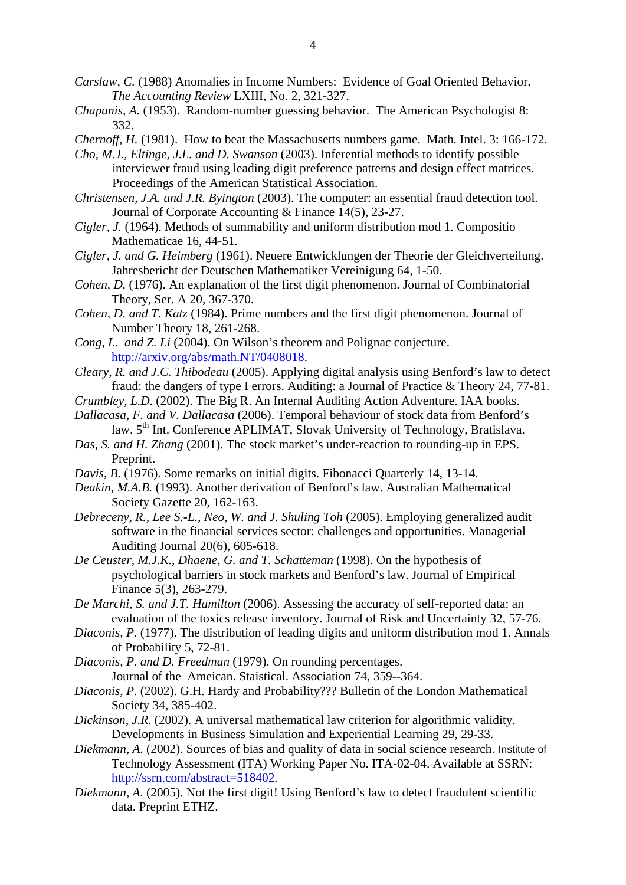*Carslaw, C.* (1988) Anomalies in Income Numbers: Evidence of Goal Oriented Behavior. *The Accounting Review* LXIII, No. 2, 321-327.

*Chapanis, A.* (1953). Random-number guessing behavior. The American Psychologist 8: 332.

*Chernoff, H.* (1981). How to beat the Massachusetts numbers game. Math. Intel. 3: 166-172.

*Cho, M.J., Eltinge, J.L. and D. Swanson* (2003). Inferential methods to identify possible interviewer fraud using leading digit preference patterns and design effect matrices. Proceedings of the American Statistical Association.

*Christensen, J.A. and J.R. Byington* (2003). The computer: an essential fraud detection tool. Journal of Corporate Accounting & Finance 14(5), 23-27.

*Cigler, J.* (1964). Methods of summability and uniform distribution mod 1. Compositio Mathematicae 16, 44-51.

*Cigler, J. and G. Heimberg* (1961). Neuere Entwicklungen der Theorie der Gleichverteilung. Jahresbericht der Deutschen Mathematiker Vereinigung 64, 1-50.

*Cohen, D.* (1976). An explanation of the first digit phenomenon. Journal of Combinatorial Theory, Ser. A 20, 367-370.

*Cohen, D. and T. Katz* (1984). Prime numbers and the first digit phenomenon. Journal of Number Theory 18, 261-268.

*Cong, L. and Z. Li* (2004). On Wilson's theorem and Polignac conjecture. http://arxiv.org/abs/math.NT/0408018.

*Cleary, R. and J.C. Thibodeau* (2005). Applying digital analysis using Benford's law to detect fraud: the dangers of type I errors. Auditing: a Journal of Practice & Theory 24, 77-81.

*Crumbley, L.D.* (2002). The Big R. An Internal Auditing Action Adventure. IAA books.

*Dallacasa, F. and V. Dallacasa* (2006). Temporal behaviour of stock data from Benford's law. 5th Int. Conference APLIMAT, Slovak University of Technology, Bratislava.

*Das, S. and H. Zhang* (2001). The stock market's under-reaction to rounding-up in EPS. Preprint.

*Davis, B.* (1976). Some remarks on initial digits. Fibonacci Quarterly 14, 13-14.

*Deakin, M.A.B.* (1993). Another derivation of Benford's law. Australian Mathematical Society Gazette 20, 162-163.

*Debreceny, R., Lee S.-L., Neo, W. and J. Shuling Toh* (2005). Employing generalized audit software in the financial services sector: challenges and opportunities. Managerial Auditing Journal 20(6), 605-618.

*De Ceuster, M.J.K., Dhaene, G. and T. Schatteman* (1998). On the hypothesis of psychological barriers in stock markets and Benford's law. Journal of Empirical Finance 5(3), 263-279.

*De Marchi, S. and J.T. Hamilton* (2006). Assessing the accuracy of self-reported data: an evaluation of the toxics release inventory. Journal of Risk and Uncertainty 32, 57-76.

*Diaconis, P.* (1977). The distribution of leading digits and uniform distribution mod 1. Annals of Probability 5, 72-81.

*Diaconis, P. and D. Freedman* (1979). On rounding percentages. Journal of the Ameican. Staistical. Association 74, 359--364.

*Diaconis, P.* (2002). G.H. Hardy and Probability??? Bulletin of the London Mathematical Society 34, 385-402.

*Dickinson, J.R.* (2002). A universal mathematical law criterion for algorithmic validity. Developments in Business Simulation and Experiential Learning 29, 29-33.

*Diekmann, A.* (2002). Sources of bias and quality of data in social science research. Institute of Technology Assessment (ITA) Working Paper No. ITA-02-04. Available at SSRN: http://ssrn.com/abstract=518402.

*Diekmann, A.* (2005). Not the first digit! Using Benford's law to detect fraudulent scientific data. Preprint ETHZ.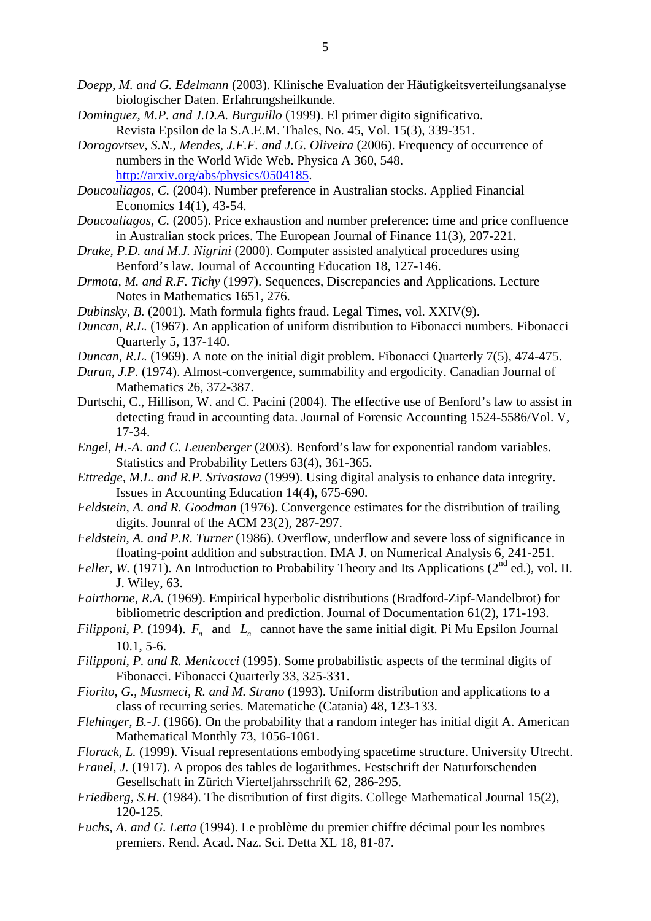*Doepp, M. and G. Edelmann* (2003). Klinische Evaluation der Häufigkeitsverteilungsanalyse biologischer Daten. Erfahrungsheilkunde.

*Dominguez, M.P. and J.D.A. Burguillo* (1999). El primer digito significativo. Revista Epsilon de la S.A.E.M. Thales, No. 45, Vol. 15(3), 339-351.

*Dorogovtsev, S.N., Mendes, J.F.F. and J.G. Oliveira* (2006). Frequency of occurrence of numbers in the World Wide Web. Physica A 360, 548. http://arxiv.org/abs/physics/0504185.

*Doucouliagos, C.* (2004). Number preference in Australian stocks. Applied Financial Economics 14(1), 43-54.

*Doucouliagos, C.* (2005). Price exhaustion and number preference: time and price confluence in Australian stock prices. The European Journal of Finance 11(3), 207-221.

*Drake, P.D. and M.J. Nigrini* (2000). Computer assisted analytical procedures using Benford's law. Journal of Accounting Education 18, 127-146.

*Drmota, M. and R.F. Tichy* (1997). Sequences, Discrepancies and Applications. Lecture Notes in Mathematics 1651, 276.

*Dubinsky, B.* (2001). Math formula fights fraud. Legal Times, vol. XXIV(9).

*Duncan, R.L.* (1967). An application of uniform distribution to Fibonacci numbers. Fibonacci Quarterly 5, 137-140.

*Duncan, R.L.* (1969). A note on the initial digit problem. Fibonacci Quarterly 7(5), 474-475.

*Duran, J.P.* (1974). Almost-convergence, summability and ergodicity. Canadian Journal of Mathematics 26, 372-387.

Durtschi, C., Hillison, W. and C. Pacini (2004). The effective use of Benford's law to assist in detecting fraud in accounting data. Journal of Forensic Accounting 1524-5586/Vol. V, 17-34.

*Engel, H.-A. and C. Leuenberger* (2003). Benford's law for exponential random variables. Statistics and Probability Letters 63(4), 361-365.

*Ettredge, M.L. and R.P. Srivastava* (1999). Using digital analysis to enhance data integrity. Issues in Accounting Education 14(4), 675-690.

*Feldstein, A. and R. Goodman* (1976). Convergence estimates for the distribution of trailing digits. Jounral of the ACM 23(2), 287-297.

*Feldstein, A. and P.R. Turner* (1986). Overflow, underflow and severe loss of significance in floating-point addition and substraction. IMA J. on Numerical Analysis 6, 241-251.

*Feller, W.* (1971). An Introduction to Probability Theory and Its Applications (2nd ed.), vol. II. J. Wiley, 63.

*Fairthorne, R.A.* (1969). Empirical hyperbolic distributions (Bradford-Zipf-Mandelbrot) for bibliometric description and prediction. Journal of Documentation 61(2), 171-193.

*Filipponi, P.* (1994). $F_n$ and $L_n$ cannot have the same initial digit. Pi Mu Epsilon Journal 10.1, 5-6.

*Filipponi, P. and R. Menicocci* (1995). Some probabilistic aspects of the terminal digits of Fibonacci. Fibonacci Quarterly 33, 325-331.

*Fiorito, G., Musmeci, R. and M. Strano* (1993). Uniform distribution and applications to a class of recurring series. Matematiche (Catania) 48, 123-133.

*Flehinger, B.-J.* (1966). On the probability that a random integer has initial digit A. American Mathematical Monthly 73, 1056-1061.

*Florack, L.* (1999). Visual representations embodying spacetime structure. University Utrecht.

*Franel, J.* (1917). A propos des tables de logarithmes. Festschrift der Naturforschenden Gesellschaft in Zürich Vierteljahrsschrift 62, 286-295.

*Friedberg, S.H.* (1984). The distribution of first digits. College Mathematical Journal 15(2), 120-125.

*Fuchs, A. and G. Letta* (1994). Le problème du premier chiffre décimal pour les nombres premiers. Rend. Acad. Naz. Sci. Detta XL 18, 81-87.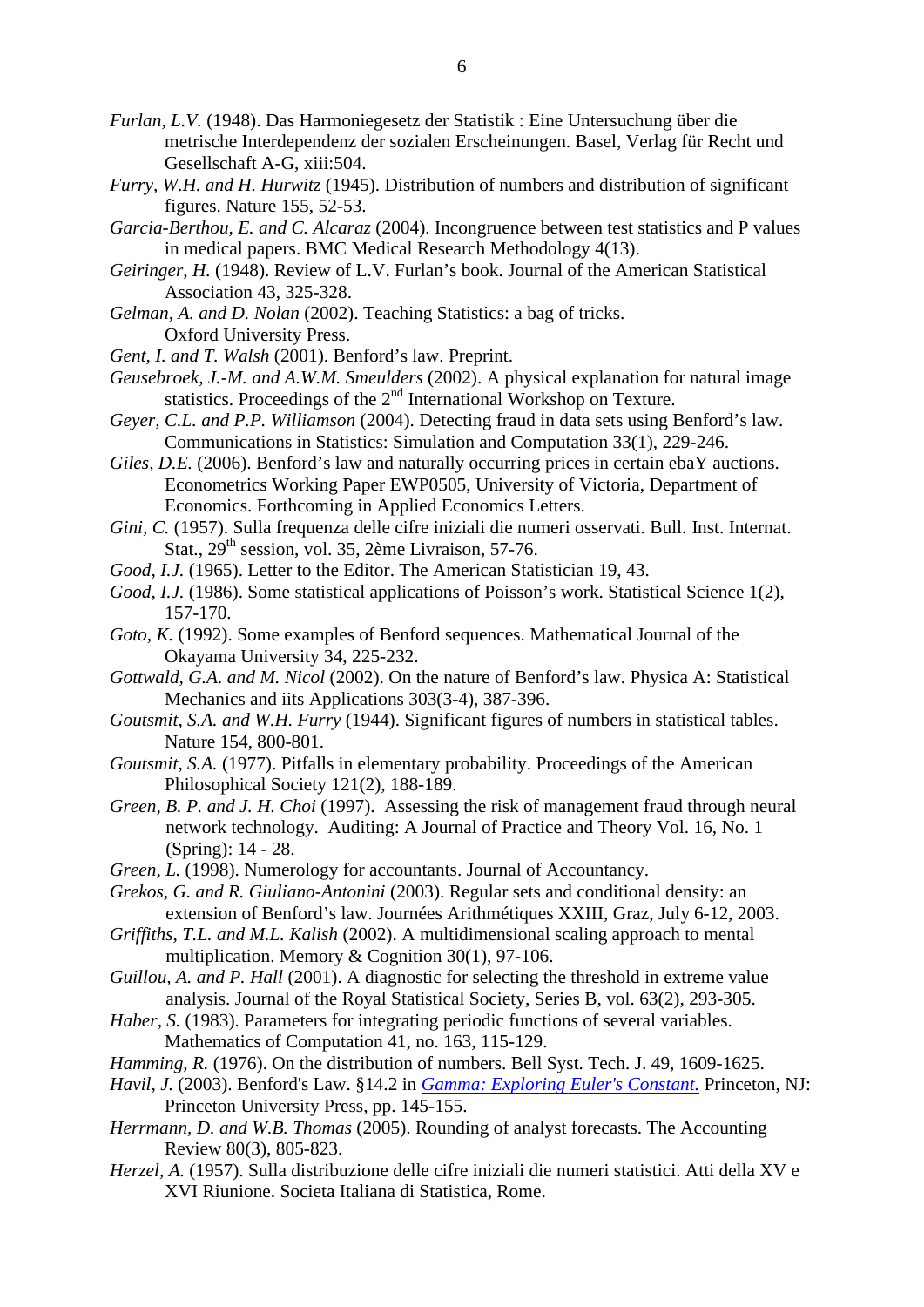*Furlan, L.V.* (1948). Das Harmoniegesetz der Statistik : Eine Untersuchung über die metrische Interdependenz der sozialen Erscheinungen. Basel, Verlag für Recht und Gesellschaft A-G, xiii:504.

*Furry, W.H. and H. Hurwitz* (1945). Distribution of numbers and distribution of significant figures. Nature 155, 52-53.

*Garcia-Berthou, E. and C. Alcaraz* (2004). Incongruence between test statistics and P values in medical papers. BMC Medical Research Methodology 4(13).

*Geiringer, H.* (1948). Review of L.V. Furlan's book. Journal of the American Statistical Association 43, 325-328.

*Gelman, A. and D. Nolan* (2002). Teaching Statistics: a bag of tricks. Oxford University Press.

*Gent, I. and T. Walsh* (2001). Benford's law. Preprint.

*Geusebroek, J.-M. and A.W.M. Smeulders* (2002). A physical explanation for natural image statistics. Proceedings of the 2nd International Workshop on Texture.

*Geyer, C.L. and P.P. Williamson* (2004). Detecting fraud in data sets using Benford's law. Communications in Statistics: Simulation and Computation 33(1), 229-246.

*Giles, D.E.* (2006). Benford's law and naturally occurring prices in certain ebaY auctions. Econometrics Working Paper EWP0505, University of Victoria, Department of Economics. Forthcoming in Applied Economics Letters.

*Gini, C.* (1957). Sulla frequenza delle cifre iniziali die numeri osservati. Bull. Inst. Internat. Stat., 29th session, vol. 35, 2ème Livraison, 57-76.

*Good, I.J.* (1965). Letter to the Editor. The American Statistician 19, 43.

*Good, I.J.* (1986). Some statistical applications of Poisson's work. Statistical Science 1(2), 157-170.

*Goto, K.* (1992). Some examples of Benford sequences. Mathematical Journal of the Okayama University 34, 225-232.

*Gottwald, G.A. and M. Nicol* (2002). On the nature of Benford's law. Physica A: Statistical Mechanics and iits Applications 303(3-4), 387-396.

*Goutsmit, S.A. and W.H. Furry* (1944). Significant figures of numbers in statistical tables. Nature 154, 800-801.

*Goutsmit, S.A.* (1977). Pitfalls in elementary probability. Proceedings of the American Philosophical Society 121(2), 188-189.

*Green, B. P. and J. H. Choi* (1997). Assessing the risk of management fraud through neural network technology. Auditing: A Journal of Practice and Theory Vol. 16, No. 1 (Spring): 14 - 28.

*Green, L.* (1998). Numerology for accountants. Journal of Accountancy.

*Grekos, G. and R. Giuliano-Antonini* (2003). Regular sets and conditional density: an extension of Benford's law. Journées Arithmétiques XXIII, Graz, July 6-12, 2003.

*Griffiths, T.L. and M.L. Kalish* (2002). A multidimensional scaling approach to mental multiplication. Memory & Cognition 30(1), 97-106.

*Guillou, A. and P. Hall* (2001). A diagnostic for selecting the threshold in extreme value analysis. Journal of the Royal Statistical Society, Series B, vol. 63(2), 293-305.

*Haber, S.* (1983). Parameters for integrating periodic functions of several variables. Mathematics of Computation 41, no. 163, 115-129.

*Hamming, R.* (1976). On the distribution of numbers. Bell Syst. Tech. J. 49, 1609-1625.

*Havil, J.* (2003). Benford's Law. §14.2 in *Gamma: Exploring Euler's Constant.* Princeton, NJ: Princeton University Press, pp. 145-155.

*Herrmann, D. and W.B. Thomas* (2005). Rounding of analyst forecasts. The Accounting Review 80(3), 805-823.

*Herzel, A.* (1957). Sulla distribuzione delle cifre iniziali die numeri statistici. Atti della XV e XVI Riunione. Societa Italiana di Statistica, Rome.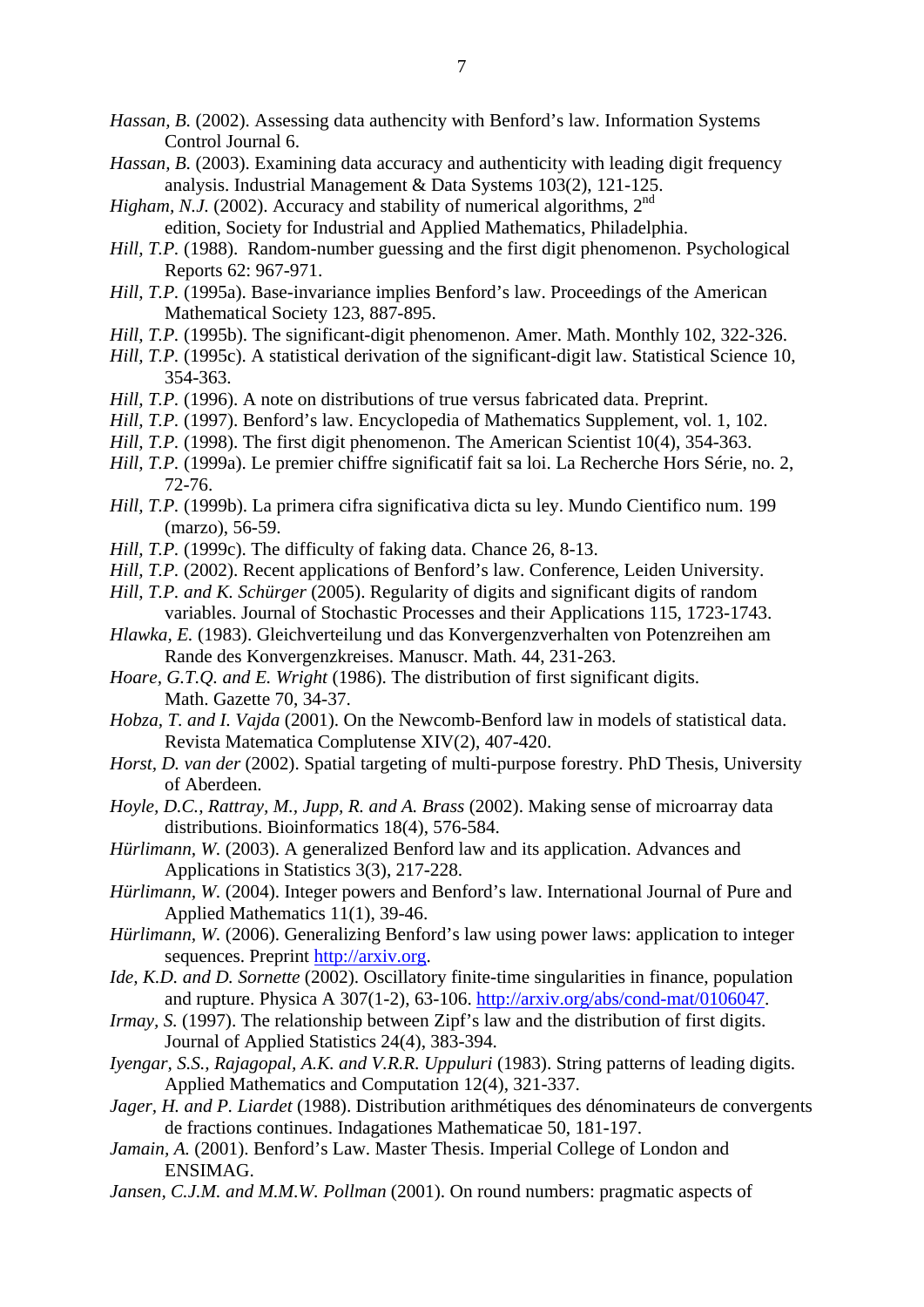*Hassan, B.* (2002). Assessing data authencity with Benford's law. Information Systems Control Journal 6.

*Hassan, B.* (2003). Examining data accuracy and authenticity with leading digit frequency analysis. Industrial Management & Data Systems 103(2), 121-125.

*Higham, N.J.* (2002). Accuracy and stability of numerical algorithms, 2nd edition, Society for Industrial and Applied Mathematics, Philadelphia.

*Hill, T.P.* (1988). Random-number guessing and the first digit phenomenon. Psychological Reports 62: 967-971.

*Hill, T.P.* (1995a). Base-invariance implies Benford's law. Proceedings of the American Mathematical Society 123, 887-895.

*Hill, T.P.* (1995b). The significant-digit phenomenon. Amer. Math. Monthly 102, 322-326.

*Hill, T.P.* (1995c). A statistical derivation of the significant-digit law. Statistical Science 10, 354-363.

*Hill, T.P.* (1996). A note on distributions of true versus fabricated data. Preprint.

*Hill, T.P.* (1997). Benford's law. Encyclopedia of Mathematics Supplement, vol. 1, 102.

*Hill, T.P.* (1998). The first digit phenomenon. The American Scientist 10(4), 354-363.

*Hill, T.P.* (1999a). Le premier chiffre significatif fait sa loi. La Recherche Hors Série, no. 2, 72-76.

*Hill, T.P.* (1999b). La primera cifra significativa dicta su ley. Mundo Cientifico num. 199 (marzo), 56-59.

*Hill, T.P.* (1999c). The difficulty of faking data. Chance 26, 8-13.

*Hill, T.P.* (2002). Recent applications of Benford's law. Conference, Leiden University.

*Hill, T.P. and K. Schürger* (2005). Regularity of digits and significant digits of random variables. Journal of Stochastic Processes and their Applications 115, 1723-1743.

*Hlawka, E.* (1983). Gleichverteilung und das Konvergenzverhalten von Potenzreihen am Rande des Konvergenzkreises. Manuscr. Math. 44, 231-263.

*Hoare, G.T.Q. and E. Wright* (1986). The distribution of first significant digits. Math. Gazette 70, 34-37.

*Hobza, T. and I. Vajda* (2001). On the Newcomb-Benford law in models of statistical data. Revista Matematica Complutense XIV(2), 407-420.

*Horst, D. van der* (2002). Spatial targeting of multi-purpose forestry. PhD Thesis, University of Aberdeen.

*Hoyle, D.C., Rattray, M., Jupp, R. and A. Brass* (2002). Making sense of microarray data distributions. Bioinformatics 18(4), 576-584.

*Hürlimann, W.* (2003). A generalized Benford law and its application. Advances and Applications in Statistics 3(3), 217-228.

*Hürlimann, W.* (2004). Integer powers and Benford's law. International Journal of Pure and Applied Mathematics 11(1), 39-46.

*Hürlimann, W.* (2006). Generalizing Benford's law using power laws: application to integer sequences. Preprint http://arxiv.org.

*Ide, K.D. and D. Sornette* (2002). Oscillatory finite-time singularities in finance, population and rupture. Physica A 307(1-2), 63-106. http://arxiv.org/abs/cond-mat/0106047.

*Irmay, S.* (1997). The relationship between Zipf's law and the distribution of first digits. Journal of Applied Statistics 24(4), 383-394.

*Iyengar, S.S., Rajagopal, A.K. and V.R.R. Uppuluri* (1983). String patterns of leading digits. Applied Mathematics and Computation 12(4), 321-337.

*Jager, H. and P. Liardet* (1988). Distribution arithmétiques des dénominateurs de convergents de fractions continues. Indagationes Mathematicae 50, 181-197.

*Jamain, A.* (2001). Benford's Law. Master Thesis. Imperial College of London and ENSIMAG.

*Jansen, C.J.M. and M.M.W. Pollman* (2001). On round numbers: pragmatic aspects of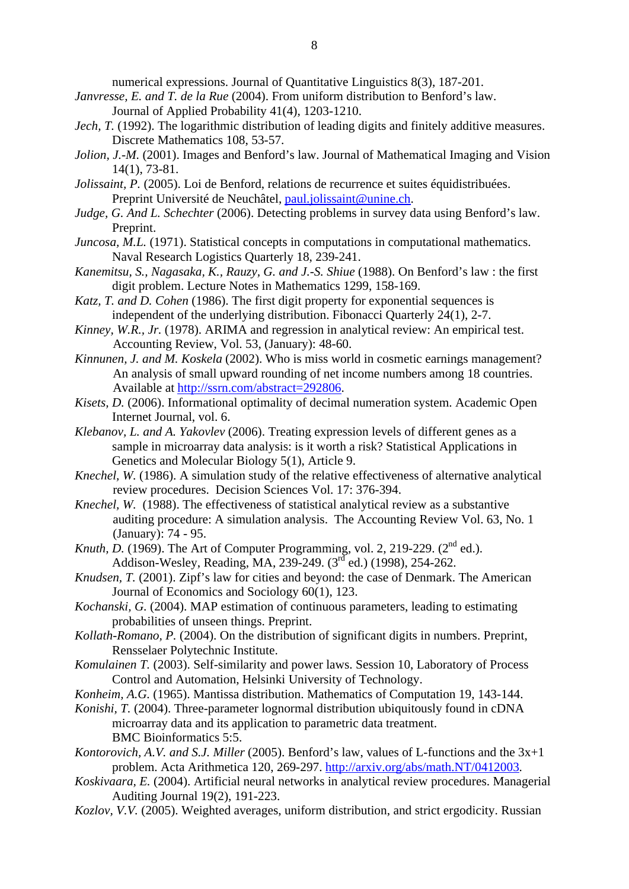numerical expressions. Journal of Quantitative Linguistics 8(3), 187-201.

*Janvresse, E. and T. de la Rue* (2004). From uniform distribution to Benford's law. Journal of Applied Probability 41(4), 1203-1210.

*Jech, T.* (1992). The logarithmic distribution of leading digits and finitely additive measures. Discrete Mathematics 108, 53-57.

*Jolion, J.-M.* (2001). Images and Benford's law. Journal of Mathematical Imaging and Vision 14(1), 73-81.

*Jolissaint, P.* (2005). Loi de Benford, relations de recurrence et suites équidistribuées. Preprint Université de Neuchâtel, paul.jolissaint@unine.ch.

*Judge, G. And L. Schechter* (2006). Detecting problems in survey data using Benford's law. Preprint.

*Juncosa, M.L.* (1971). Statistical concepts in computations in computational mathematics. Naval Research Logistics Quarterly 18, 239-241.

*Kanemitsu, S., Nagasaka, K., Rauzy, G. and J.-S. Shiue* (1988). On Benford's law : the first digit problem. Lecture Notes in Mathematics 1299, 158-169.

*Katz, T. and D. Cohen* (1986). The first digit property for exponential sequences is independent of the underlying distribution. Fibonacci Quarterly 24(1), 2-7.

*Kinney, W.R., Jr.* (1978). ARIMA and regression in analytical review: An empirical test. Accounting Review, Vol. 53, (January): 48-60.

*Kinnunen, J. and M. Koskela* (2002). Who is miss world in cosmetic earnings management? An analysis of small upward rounding of net income numbers among 18 countries. Available at http://ssrn.com/abstract=292806.

*Kisets, D.* (2006). Informational optimality of decimal numeration system. Academic Open Internet Journal, vol. 6.

*Klebanov, L. and A. Yakovlev* (2006). Treating expression levels of different genes as a sample in microarray data analysis: is it worth a risk? Statistical Applications in Genetics and Molecular Biology 5(1), Article 9.

*Knechel, W.* (1986). A simulation study of the relative effectiveness of alternative analytical review procedures. Decision Sciences Vol. 17: 376-394.

*Knechel, W.* (1988). The effectiveness of statistical analytical review as a substantive auditing procedure: A simulation analysis. The Accounting Review Vol. 63, No. 1 (January): 74 - 95.

*Knuth, D.* (1969). The Art of Computer Programming, vol. 2, 219-229. (2nd ed.). Addison-Wesley, Reading, MA, 239-249. (3rd ed.) (1998), 254-262.

*Knudsen, T.* (2001). Zipf's law for cities and beyond: the case of Denmark. The American Journal of Economics and Sociology 60(1), 123.

*Kochanski, G.* (2004). MAP estimation of continuous parameters, leading to estimating probabilities of unseen things. Preprint.

*Kollath-Romano, P.* (2004). On the distribution of significant digits in numbers. Preprint, Rensselaer Polytechnic Institute.

*Komulainen T.* (2003). Self-similarity and power laws. Session 10, Laboratory of Process Control and Automation, Helsinki University of Technology.

*Konheim, A.G.* (1965). Mantissa distribution. Mathematics of Computation 19, 143-144.

*Konishi, T.* (2004). Three-parameter lognormal distribution ubiquitously found in cDNA microarray data and its application to parametric data treatment. BMC Bioinformatics 5:5.

*Kontorovich, A.V. and S.J. Miller* (2005). Benford's law, values of L-functions and the 3x+1 problem. Acta Arithmetica 120, 269-297. http://arxiv.org/abs/math.NT/0412003.

*Koskivaara, E.* (2004). Artificial neural networks in analytical review procedures. Managerial Auditing Journal 19(2), 191-223.

*Kozlov, V.V.* (2005). Weighted averages, uniform distribution, and strict ergodicity. Russian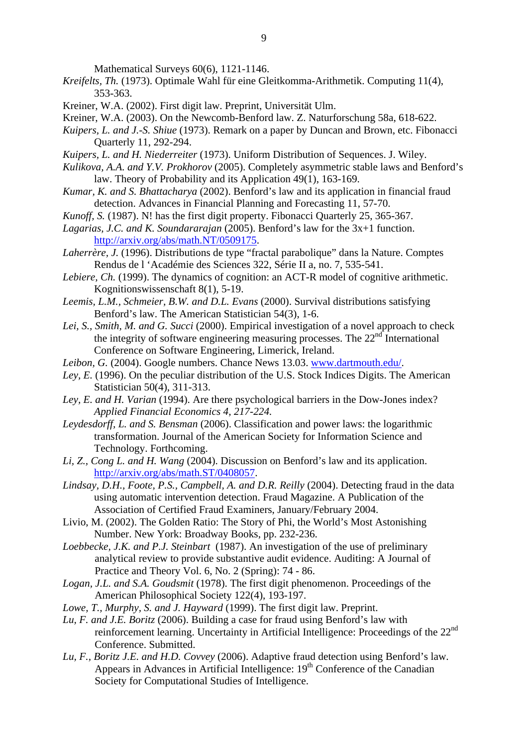Mathematical Surveys 60(6), 1121-1146.

*Kreifelts, Th.* (1973). Optimale Wahl für eine Gleitkomma-Arithmetik. Computing 11(4), 353-363.

Kreiner, W.A. (2002). First digit law. Preprint, Universität Ulm.

Kreiner, W.A. (2003). On the Newcomb-Benford law. Z. Naturforschung 58a, 618-622.

*Kuipers, L. and J.-S. Shiue* (1973). Remark on a paper by Duncan and Brown, etc. Fibonacci Quarterly 11, 292-294.

*Kuipers, L. and H. Niederreiter* (1973). Uniform Distribution of Sequences. J. Wiley.

*Kulikova, A.A. and Y.V. Prokhorov* (2005). Completely asymmetric stable laws and Benford's law. Theory of Probability and its Application 49(1), 163-169.

*Kumar, K. and S. Bhattacharya* (2002). Benford's law and its application in financial fraud detection. Advances in Financial Planning and Forecasting 11, 57-70.

*Kunoff, S.* (1987). N! has the first digit property. Fibonacci Quarterly 25, 365-367.

*Lagarias, J.C. and K. Soundararajan* (2005). Benford's law for the 3x+1 function. http://arxiv.org/abs/math.NT/0509175.

*Laherrère, J.* (1996). Distributions de type "fractal parabolique" dans la Nature. Comptes Rendus de l 'Académie des Sciences 322, Série II a, no. 7, 535-541.

*Lebiere, Ch.* (1999). The dynamics of cognition: an ACT-R model of cognitive arithmetic. Kognitionswissenschaft 8(1), 5-19.

*Leemis, L.M., Schmeier, B.W. and D.L. Evans* (2000). Survival distributions satisfying Benford's law. The American Statistician 54(3), 1-6.

*Lei, S., Smith, M. and G. Succi* (2000). Empirical investigation of a novel approach to check the integrity of software engineering measuring processes. The 22nd International Conference on Software Engineering, Limerick, Ireland.

*Leibon, G.* (2004). Google numbers. Chance News 13.03. www.dartmouth.edu/.

*Ley, E.* (1996). On the peculiar distribution of the U.S. Stock Indices Digits. The American Statistician 50(4), 311-313.

*Ley, E. and H. Varian* (1994). Are there psychological barriers in the Dow-Jones index? *Applied Financial Economics 4, 217-224.*

*Leydesdorff, L. and S. Bensman* (2006). Classification and power laws: the logarithmic transformation. Journal of the American Society for Information Science and Technology. Forthcoming.

*Li, Z., Cong L. and H. Wang* (2004). Discussion on Benford's law and its application. http://arxiv.org/abs/math.ST/0408057.

*Lindsay, D.H., Foote, P.S., Campbell, A. and D.R. Reilly* (2004). Detecting fraud in the data using automatic intervention detection. Fraud Magazine. A Publication of the Association of Certified Fraud Examiners, January/February 2004.

Livio, M. (2002). The Golden Ratio: The Story of Phi, the World's Most Astonishing Number. New York: Broadway Books, pp. 232-236.

*Loebbecke, J.K. and P.J. Steinbart* (1987). An investigation of the use of preliminary analytical review to provide substantive audit evidence. Auditing: A Journal of Practice and Theory Vol. 6, No. 2 (Spring): 74 - 86.

*Logan, J.L. and S.A. Goudsmit* (1978). The first digit phenomenon. Proceedings of the American Philosophical Society 122(4), 193-197.

*Lowe, T., Murphy, S. and J. Hayward* (1999). The first digit law. Preprint.

*Lu, F. and J.E. Boritz* (2006). Building a case for fraud using Benford's law with reinforcement learning. Uncertainty in Artificial Intelligence: Proceedings of the 22nd Conference. Submitted.

*Lu, F., Boritz J.E. and H.D. Covvey* (2006). Adaptive fraud detection using Benford's law. Appears in Advances in Artificial Intelligence: 19th Conference of the Canadian Society for Computational Studies of Intelligence.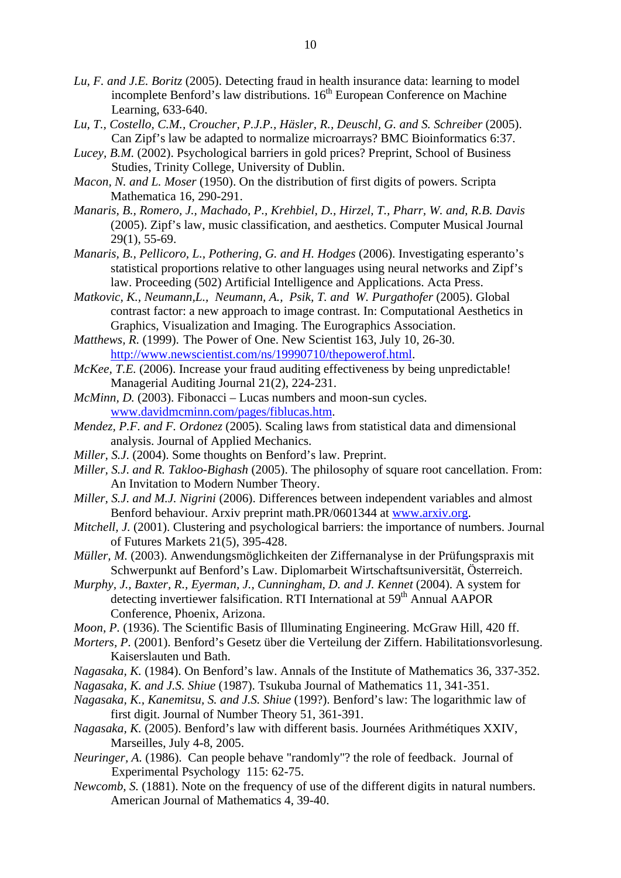*Lu, F. and J.E. Boritz* (2005). Detecting fraud in health insurance data: learning to model incomplete Benford's law distributions. 16th European Conference on Machine Learning, 633-640.

*Lu, T., Costello, C.M., Croucher, P.J.P., Häsler, R., Deuschl, G. and S. Schreiber* (2005). Can Zipf's law be adapted to normalize microarrays? BMC Bioinformatics 6:37.

*Lucey, B.M.* (2002). Psychological barriers in gold prices? Preprint, School of Business Studies, Trinity College, University of Dublin.

*Macon, N. and L. Moser* (1950). On the distribution of first digits of powers. Scripta Mathematica 16, 290-291.

*Manaris, B., Romero, J., Machado, P., Krehbiel, D., Hirzel, T., Pharr, W. and, R.B. Davis* (2005). Zipf's law, music classification, and aesthetics. Computer Musical Journal 29(1), 55-69.

*Manaris, B., Pellicoro, L., Pothering, G. and H. Hodges* (2006). Investigating esperanto's statistical proportions relative to other languages using neural networks and Zipf's law. Proceeding (502) Artificial Intelligence and Applications. Acta Press.

*Matkovic, K., Neumann,L., Neumann, A., Psik, T. and W. Purgathofer* (2005). Global contrast factor: a new approach to image contrast. In: Computational Aesthetics in Graphics, Visualization and Imaging. The Eurographics Association.

*Matthews, R.* (1999). The Power of One. New Scientist 163, July 10, 26-30. http://www.newscientist.com/ns/19990710/thepowerof.html.

*McKee, T.E.* (2006). Increase your fraud auditing effectiveness by being unpredictable! Managerial Auditing Journal 21(2), 224-231.

*McMinn, D.* (2003). Fibonacci – Lucas numbers and moon-sun cycles. www.davidmcminn.com/pages/fiblucas.htm.

*Mendez, P.F. and F. Ordonez* (2005). Scaling laws from statistical data and dimensional analysis. Journal of Applied Mechanics.

*Miller, S.J.* (2004). Some thoughts on Benford's law. Preprint.

*Miller, S.J. and R. Takloo-Bighash* (2005). The philosophy of square root cancellation. From: An Invitation to Modern Number Theory.

*Miller, S.J. and M.J. Nigrini* (2006). Differences between independent variables and almost Benford behaviour. Arxiv preprint math.PR/0601344 at www.arxiv.org.

*Mitchell, J.* (2001). Clustering and psychological barriers: the importance of numbers. Journal of Futures Markets 21(5), 395-428.

*Müller, M.* (2003). Anwendungsmöglichkeiten der Ziffernanalyse in der Prüfungspraxis mit Schwerpunkt auf Benford's Law. Diplomarbeit Wirtschaftsuniversität, Österreich.

*Murphy, J., Baxter, R., Eyerman, J., Cunningham, D. and J. Kennet* (2004). A system for detecting invertiewer falsification. RTI International at 59th Annual AAPOR Conference, Phoenix, Arizona.

*Moon, P.* (1936). The Scientific Basis of Illuminating Engineering. McGraw Hill, 420 ff.

*Morters, P.* (2001). Benford's Gesetz über die Verteilung der Ziffern. Habilitationsvorlesung. Kaiserslauten und Bath.

*Nagasaka, K.* (1984). On Benford's law. Annals of the Institute of Mathematics 36, 337-352.

*Nagasaka, K. and J.S. Shiue* (1987). Tsukuba Journal of Mathematics 11, 341-351.

*Nagasaka, K., Kanemitsu, S. and J.S. Shiue* (199?). Benford's law: The logarithmic law of first digit. Journal of Number Theory 51, 361-391.

*Nagasaka, K.* (2005). Benford's law with different basis. Journées Arithmétiques XXIV, Marseilles, July 4-8, 2005.

*Neuringer, A.* (1986). Can people behave "randomly"? the role of feedback. Journal of Experimental Psychology 115: 62-75.

*Newcomb, S.* (1881). Note on the frequency of use of the different digits in natural numbers. American Journal of Mathematics 4, 39-40.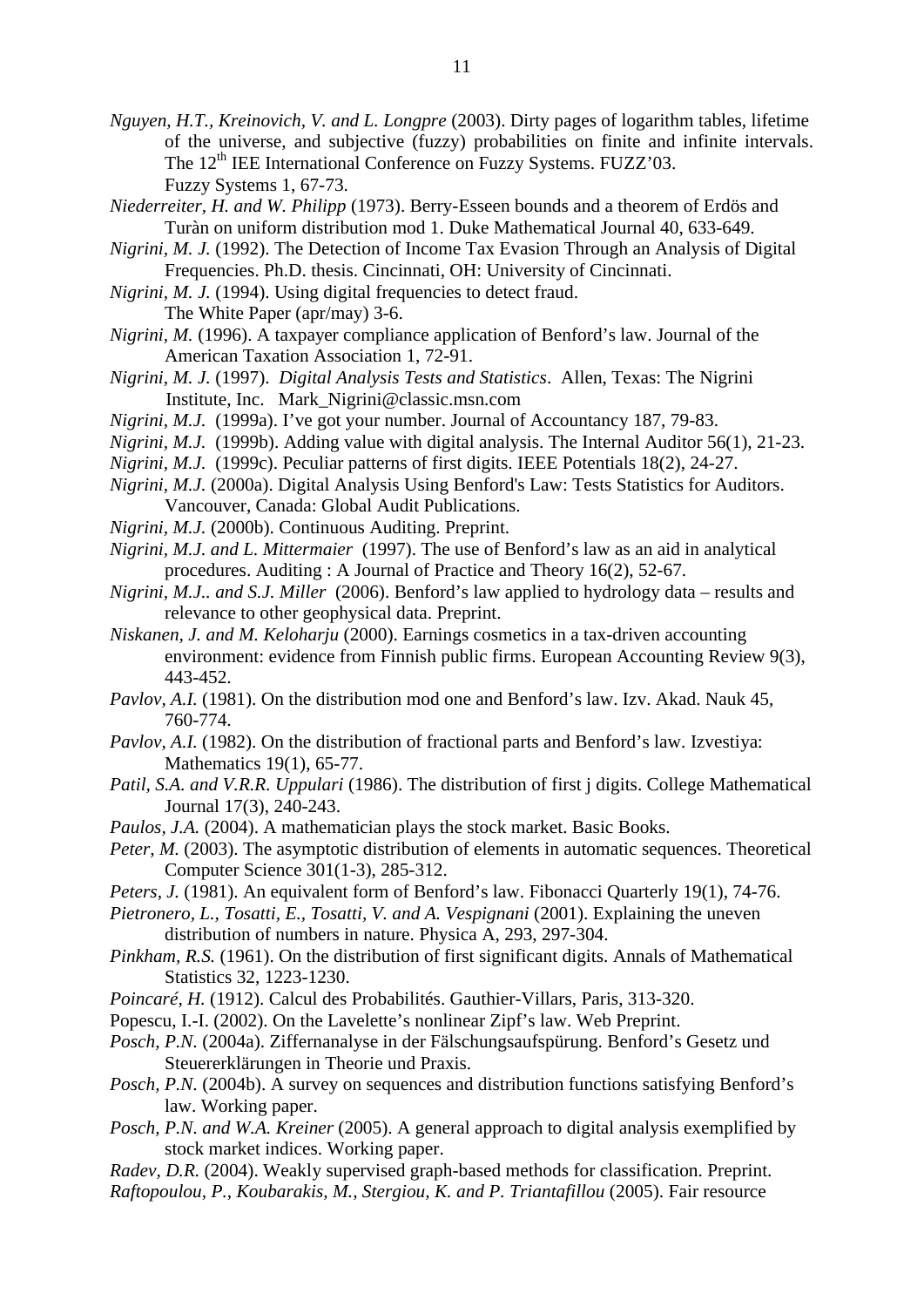*Nguyen, H.T., Kreinovich, V. and L. Longpre* (2003). Dirty pages of logarithm tables, lifetime of the universe, and subjective (fuzzy) probabilities on finite and infinite intervals. The 12th IEE International Conference on Fuzzy Systems. FUZZ'03. Fuzzy Systems 1, 67-73.

*Niederreiter, H. and W. Philipp* (1973). Berry-Esseen bounds and a theorem of Erdös and Turàn on uniform distribution mod 1. Duke Mathematical Journal 40, 633-649.

*Nigrini, M. J.* (1992). The Detection of Income Tax Evasion Through an Analysis of Digital Frequencies. Ph.D. thesis. Cincinnati, OH: University of Cincinnati.

*Nigrini, M. J.* (1994). Using digital frequencies to detect fraud. The White Paper (apr/may) 3-6.

*Nigrini, M.* (1996). A taxpayer compliance application of Benford's law. Journal of the American Taxation Association 1, 72-91.

*Nigrini, M. J.* (1997). *Digital Analysis Tests and Statistics*. Allen, Texas: The Nigrini Institute, Inc. Mark_Nigrini@classic.msn.com

*Nigrini, M.J.* (1999a). I've got your number. Journal of Accountancy 187, 79-83.

*Nigrini, M.J.* (1999b). Adding value with digital analysis. The Internal Auditor 56(1), 21-23.

*Nigrini, M.J.* (1999c). Peculiar patterns of first digits. IEEE Potentials 18(2), 24-27.

*Nigrini, M.J.* (2000a). Digital Analysis Using Benford's Law: Tests Statistics for Auditors. Vancouver, Canada: Global Audit Publications.

*Nigrini, M.J.* (2000b). Continuous Auditing. Preprint.

*Nigrini, M.J. and L. Mittermaier* (1997). The use of Benford's law as an aid in analytical procedures. Auditing : A Journal of Practice and Theory 16(2), 52-67.

*Nigrini, M.J.. and S.J. Miller* (2006). Benford's law applied to hydrology data – results and relevance to other geophysical data. Preprint.

*Niskanen, J. and M. Keloharju* (2000). Earnings cosmetics in a tax-driven accounting environment: evidence from Finnish public firms. European Accounting Review 9(3), 443-452.

*Pavlov, A.I.* (1981). On the distribution mod one and Benford's law. Izv. Akad. Nauk 45, 760-774.

*Pavlov, A.I.* (1982). On the distribution of fractional parts and Benford's law. Izvestiya: Mathematics 19(1), 65-77.

*Patil, S.A. and V.R.R. Uppulari* (1986). The distribution of first j digits. College Mathematical Journal 17(3), 240-243.

*Paulos, J.A.* (2004). A mathematician plays the stock market. Basic Books.

*Peter, M.* (2003). The asymptotic distribution of elements in automatic sequences. Theoretical Computer Science 301(1-3), 285-312.

*Peters, J.* (1981). An equivalent form of Benford's law. Fibonacci Quarterly 19(1), 74-76.

*Pietronero, L., Tosatti, E., Tosatti, V. and A. Vespignani* (2001). Explaining the uneven distribution of numbers in nature. Physica A, 293, 297-304.

*Pinkham, R.S.* (1961). On the distribution of first significant digits. Annals of Mathematical Statistics 32, 1223-1230.

*Poincaré, H.* (1912). Calcul des Probabilités. Gauthier-Villars, Paris, 313-320.

Popescu, I.-I. (2002). On the Lavelette's nonlinear Zipf's law. Web Preprint.

*Posch, P.N.* (2004a). Ziffernanalyse in der Fälschungsaufspürung. Benford's Gesetz und Steuererklärungen in Theorie und Praxis.

*Posch, P.N.* (2004b). A survey on sequences and distribution functions satisfying Benford's law. Working paper.

*Posch, P.N. and W.A. Kreiner* (2005). A general approach to digital analysis exemplified by stock market indices. Working paper.

*Radev, D.R.* (2004). Weakly supervised graph-based methods for classification. Preprint.

*Raftopoulou, P., Koubarakis, M., Stergiou, K. and P. Triantafillou* (2005). Fair resource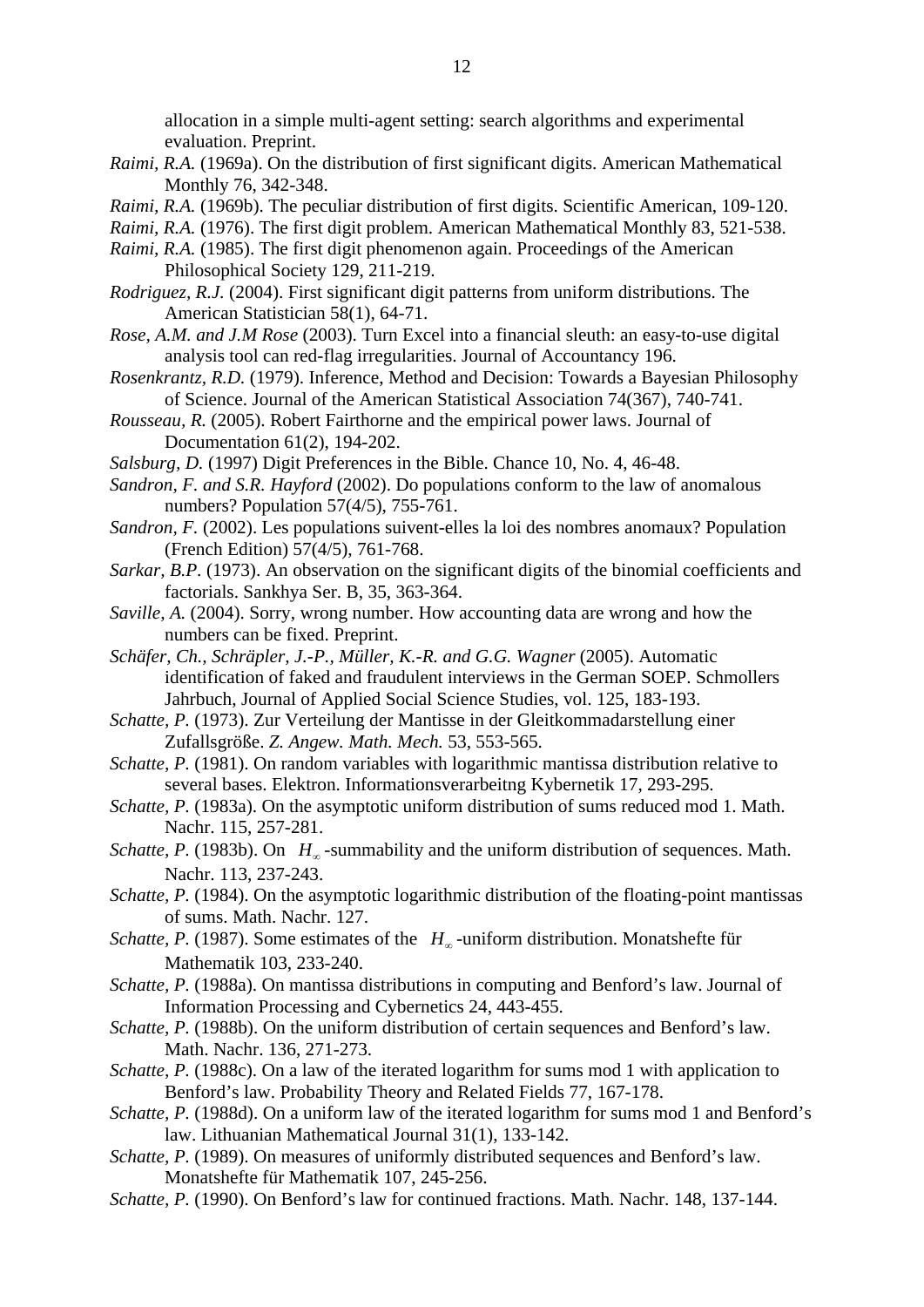allocation in a simple multi-agent setting: search algorithms and experimental evaluation. Preprint.

*Raimi, R.A.* (1969a). On the distribution of first significant digits. American Mathematical Monthly 76, 342-348.

*Raimi, R.A.* (1969b). The peculiar distribution of first digits. Scientific American, 109-120.

*Raimi, R.A.* (1976). The first digit problem. American Mathematical Monthly 83, 521-538.

*Raimi, R.A.* (1985). The first digit phenomenon again. Proceedings of the American Philosophical Society 129, 211-219.

*Rodriguez, R.J.* (2004). First significant digit patterns from uniform distributions. The American Statistician 58(1), 64-71.

*Rose, A.M. and J.M Rose* (2003). Turn Excel into a financial sleuth: an easy-to-use digital analysis tool can red-flag irregularities. Journal of Accountancy 196.

*Rosenkrantz, R.D.* (1979). Inference, Method and Decision: Towards a Bayesian Philosophy of Science. Journal of the American Statistical Association 74(367), 740-741.

*Rousseau, R.* (2005). Robert Fairthorne and the empirical power laws. Journal of Documentation 61(2), 194-202.

*Salsburg, D.* (1997) Digit Preferences in the Bible. Chance 10, No. 4, 46-48.

*Sandron, F. and S.R. Hayford* (2002). Do populations conform to the law of anomalous numbers? Population 57(4/5), 755-761.

*Sandron, F.* (2002). Les populations suivent-elles la loi des nombres anomaux? Population (French Edition) 57(4/5), 761-768.

*Sarkar, B.P.* (1973). An observation on the significant digits of the binomial coefficients and factorials. Sankhya Ser. B, 35, 363-364.

*Saville, A.* (2004). Sorry, wrong number. How accounting data are wrong and how the numbers can be fixed. Preprint.

*Schäfer, Ch., Schräpler, J.-P., Müller, K.-R. and G.G. Wagner* (2005). Automatic identification of faked and fraudulent interviews in the German SOEP. Schmollers Jahrbuch, Journal of Applied Social Science Studies, vol. 125, 183-193.

*Schatte, P.* (1973). Zur Verteilung der Mantisse in der Gleitkommadarstellung einer Zufallsgröße. *Z. Angew. Math. Mech.* 53, 553-565.

*Schatte, P.* (1981). On random variables with logarithmic mantissa distribution relative to several bases. Elektron. Informationsverarbeitng Kybernetik 17, 293-295.

*Schatte, P.* (1983a). On the asymptotic uniform distribution of sums reduced mod 1. Math. Nachr. 115, 257-281.

*Schatte, P.* (1983b). On $H_\infty$-summability and the uniform distribution of sequences. Math. Nachr. 113, 237-243.

*Schatte, P.* (1984). On the asymptotic logarithmic distribution of the floating-point mantissas of sums. Math. Nachr. 127.

*Schatte, P.* (1987). Some estimates of the $H_\infty$-uniform distribution. Monatshefte für Mathematik 103, 233-240.

*Schatte, P.* (1988a). On mantissa distributions in computing and Benford's law. Journal of Information Processing and Cybernetics 24, 443-455.

*Schatte, P.* (1988b). On the uniform distribution of certain sequences and Benford's law. Math. Nachr. 136, 271-273.

*Schatte, P.* (1988c). On a law of the iterated logarithm for sums mod 1 with application to Benford's law. Probability Theory and Related Fields 77, 167-178.

*Schatte, P.* (1988d). On a uniform law of the iterated logarithm for sums mod 1 and Benford's law. Lithuanian Mathematical Journal 31(1), 133-142.

*Schatte, P.* (1989). On measures of uniformly distributed sequences and Benford's law. Monatshefte für Mathematik 107, 245-256.

*Schatte, P.* (1990). On Benford's law for continued fractions. Math. Nachr. 148, 137-144.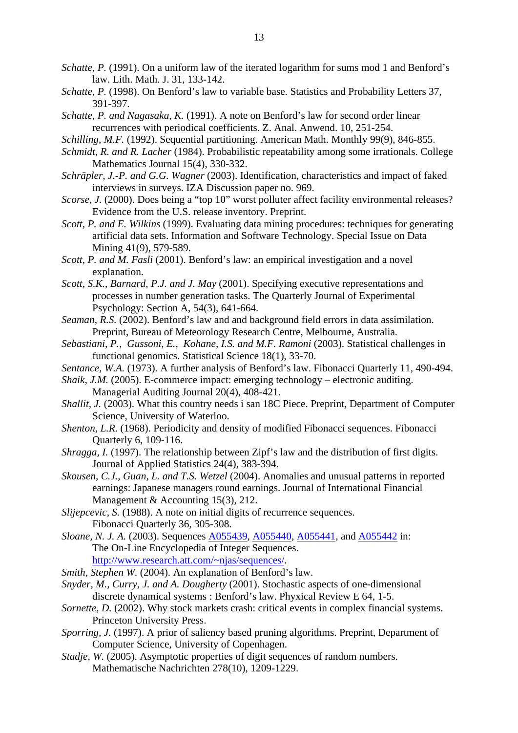*Schatte, P.* (1991). On a uniform law of the iterated logarithm for sums mod 1 and Benford's law. Lith. Math. J. 31, 133-142.

*Schatte, P.* (1998). On Benford's law to variable base. Statistics and Probability Letters 37, 391-397.

*Schatte, P. and Nagasaka, K.* (1991). A note on Benford's law for second order linear recurrences with periodical coefficients. Z. Anal. Anwend. 10, 251-254.

*Schilling, M.F.* (1992). Sequential partitioning. American Math. Monthly 99(9), 846-855.

*Schmidt, R. and R. Lacher* (1984). Probabilistic repeatability among some irrationals. College Mathematics Journal 15(4), 330-332.

*Schräpler, J.-P. and G.G. Wagner* (2003). Identification, characteristics and impact of faked interviews in surveys. IZA Discussion paper no. 969.

*Scorse, J.* (2000). Does being a "top 10" worst polluter affect facility environmental releases? Evidence from the U.S. release inventory. Preprint.

*Scott, P. and E. Wilkins* (1999). Evaluating data mining procedures: techniques for generating artificial data sets. Information and Software Technology. Special Issue on Data Mining 41(9), 579-589.

*Scott, P. and M. Fasli* (2001). Benford's law: an empirical investigation and a novel explanation.

*Scott, S.K., Barnard, P.J. and J. May* (2001). Specifying executive representations and processes in number generation tasks. The Quarterly Journal of Experimental Psychology: Section A, 54(3), 641-664.

*Seaman, R.S.* (2002). Benford's law and and background field errors in data assimilation. Preprint, Bureau of Meteorology Research Centre, Melbourne, Australia.

*Sebastiani, P., Gussoni, E., Kohane, I.S. and M.F. Ramoni* (2003). Statistical challenges in functional genomics. Statistical Science 18(1), 33-70.

*Sentance, W.A.* (1973). A further analysis of Benford's law. Fibonacci Quarterly 11, 490-494.

*Shaik, J.M.* (2005). E-commerce impact: emerging technology – electronic auditing. Managerial Auditing Journal 20(4), 408-421.

*Shallit, J.* (2003). What this country needs i san 18C Piece. Preprint, Department of Computer Science, University of Waterloo.

*Shenton, L.R.* (1968). Periodicity and density of modified Fibonacci sequences. Fibonacci Quarterly 6, 109-116.

*Shragga, I.* (1997). The relationship between Zipf's law and the distribution of first digits. Journal of Applied Statistics 24(4), 383-394.

*Skousen, C.J., Guan, L. and T.S. Wetzel* (2004). Anomalies and unusual patterns in reported earnings: Japanese managers round earnings. Journal of International Financial Management & Accounting 15(3), 212.

*Slijepcevic, S.* (1988). A note on initial digits of recurrence sequences. Fibonacci Quarterly 36, 305-308.

*Sloane, N. J. A.* (2003). Sequences [A055439](), [A055440](), [A055441](), and [A055442]() in: The On-Line Encyclopedia of Integer Sequences. [http://www.research.att.com/~njas/sequences/](http://www.research.att.com/~njas/sequences/).

*Smith, Stephen W.* (2004). An explanation of Benford's law.

*Snyder, M., Curry, J. and A. Dougherty* (2001). Stochastic aspects of one-dimensional discrete dynamical systems : Benford's law. Phyxical Review E 64, 1-5.

*Sornette, D.* (2002). Why stock markets crash: critical events in complex financial systems. Princeton University Press.

*Sporring, J.* (1997). A prior of saliency based pruning algorithms. Preprint, Department of Computer Science, University of Copenhagen.

*Stadje, W.* (2005). Asymptotic properties of digit sequences of random numbers. Mathematische Nachrichten 278(10), 1209-1229.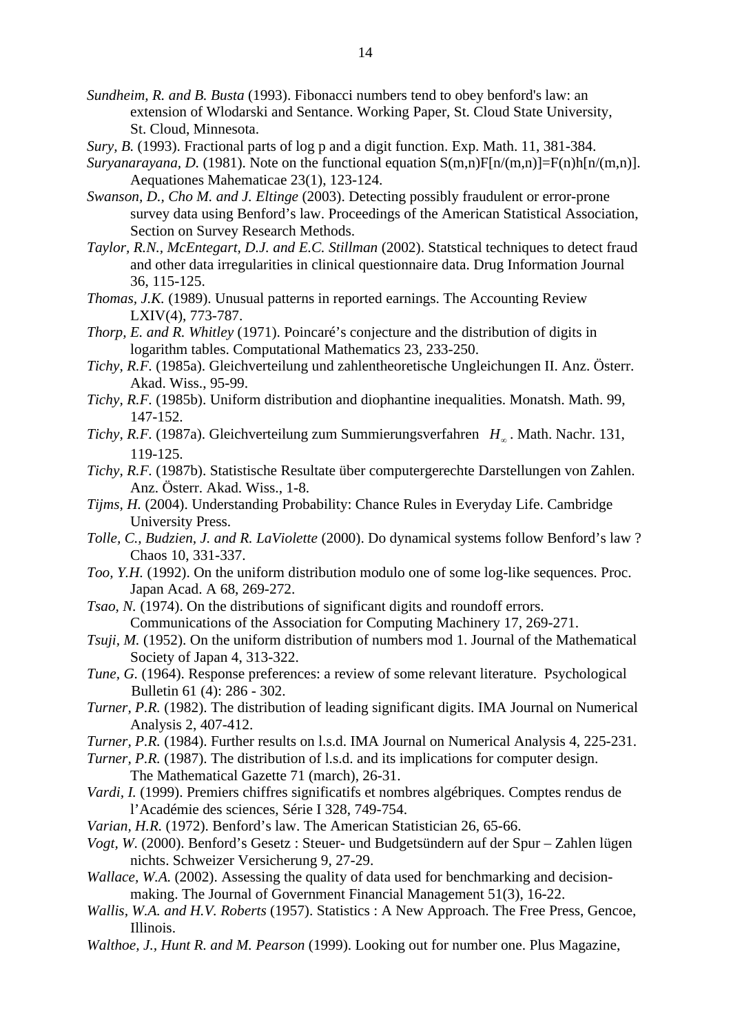*Sundheim, R. and B. Busta* (1993). Fibonacci numbers tend to obey benford's law: an extension of Wlodarski and Sentance. Working Paper, St. Cloud State University, St. Cloud, Minnesota.

*Sury, B.* (1993). Fractional parts of log p and a digit function. Exp. Math. 11, 381-384.

*Suryanarayana, D.* (1981). Note on the functional equation S(m,n)F[n/(m,n)]=F(n)h[n/(m,n)]. Aequationes Mahematicae 23(1), 123-124.

*Swanson, D., Cho M. and J. Eltinge* (2003). Detecting possibly fraudulent or error-prone survey data using Benford's law. Proceedings of the American Statistical Association, Section on Survey Research Methods.

*Taylor, R.N., McEntegart, D.J. and E.C. Stillman* (2002). Statstical techniques to detect fraud and other data irregularities in clinical questionnaire data. Drug Information Journal 36, 115-125.

*Thomas, J.K.* (1989). Unusual patterns in reported earnings. The Accounting Review LXIV(4), 773-787.

*Thorp, E. and R. Whitley* (1971). Poincaré's conjecture and the distribution of digits in logarithm tables. Computational Mathematics 23, 233-250.

*Tichy, R.F.* (1985a). Gleichverteilung und zahlentheoretische Ungleichungen II. Anz. Österr. Akad. Wiss., 95-99.

*Tichy, R.F.* (1985b). Uniform distribution and diophantine inequalities. Monatsh. Math. 99, 147-152.

*Tichy, R.F.* (1987a). Gleichverteilung zum Summierungsverfahren $H_\infty$. Math. Nachr. 131, 119-125.

*Tichy, R.F.* (1987b). Statistische Resultate über computergerechte Darstellungen von Zahlen. Anz. Österr. Akad. Wiss., 1-8.

*Tijms, H.* (2004). Understanding Probability: Chance Rules in Everyday Life. Cambridge University Press.

*Tolle, C., Budzien, J. and R. LaViolette* (2000). Do dynamical systems follow Benford's law ? Chaos 10, 331-337.

*Too, Y.H.* (1992). On the uniform distribution modulo one of some log-like sequences. Proc. Japan Acad. A 68, 269-272.

*Tsao, N.* (1974). On the distributions of significant digits and roundoff errors. Communications of the Association for Computing Machinery 17, 269-271.

*Tsuji, M.* (1952). On the uniform distribution of numbers mod 1. Journal of the Mathematical Society of Japan 4, 313-322.

*Tune, G.* (1964). Response preferences: a review of some relevant literature. Psychological Bulletin 61 (4): 286 - 302.

*Turner, P.R.* (1982). The distribution of leading significant digits. IMA Journal on Numerical Analysis 2, 407-412.

*Turner, P.R.* (1984). Further results on l.s.d. IMA Journal on Numerical Analysis 4, 225-231.

*Turner, P.R.* (1987). The distribution of l.s.d. and its implications for computer design. The Mathematical Gazette 71 (march), 26-31.

*Vardi, I.* (1999). Premiers chiffres significatifs et nombres algébriques. Comptes rendus de l'Académie des sciences, Série I 328, 749-754.

*Varian, H.R.* (1972). Benford's law. The American Statistician 26, 65-66.

*Vogt, W.* (2000). Benford's Gesetz : Steuer- und Budgetsündern auf der Spur – Zahlen lügen nichts. Schweizer Versicherung 9, 27-29.

*Wallace, W.A.* (2002). Assessing the quality of data used for benchmarking and decision-making. The Journal of Government Financial Management 51(3), 16-22.

*Wallis, W.A. and H.V. Roberts* (1957). Statistics : A New Approach. The Free Press, Gencoe, Illinois.

*Walthoe, J., Hunt R. and M. Pearson* (1999). Looking out for number one. Plus Magazine,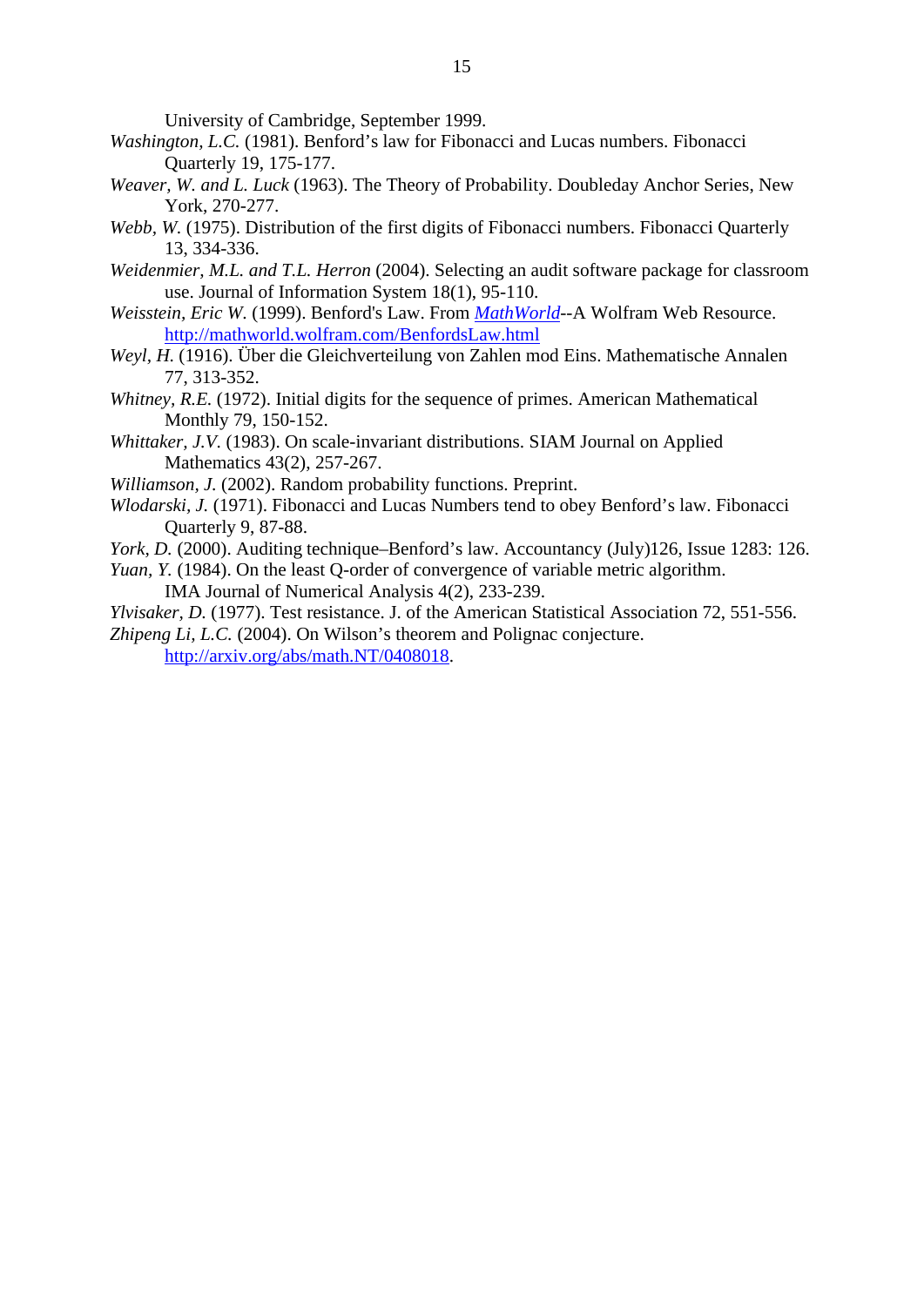University of Cambridge, September 1999.

*Washington, L.C.* (1981). Benford's law for Fibonacci and Lucas numbers. Fibonacci Quarterly 19, 175-177.

*Weaver, W. and L. Luck* (1963). The Theory of Probability. Doubleday Anchor Series, New York, 270-277.

*Webb, W.* (1975). Distribution of the first digits of Fibonacci numbers. Fibonacci Quarterly 13, 334-336.

*Weidenmier, M.L. and T.L. Herron* (2004). Selecting an audit software package for classroom use. Journal of Information System 18(1), 95-110.

*Weisstein, Eric W.* (1999). Benford's Law. From *MathWorld*--A Wolfram Web Resource. http://mathworld.wolfram.com/BenfordsLaw.html

*Weyl, H.* (1916). Über die Gleichverteilung von Zahlen mod Eins. Mathematische Annalen 77, 313-352.

*Whitney, R.E.* (1972). Initial digits for the sequence of primes. American Mathematical Monthly 79, 150-152.

*Whittaker, J.V.* (1983). On scale-invariant distributions. SIAM Journal on Applied Mathematics 43(2), 257-267.

*Williamson, J.* (2002). Random probability functions. Preprint.

*Wlodarski, J.* (1971). Fibonacci and Lucas Numbers tend to obey Benford's law. Fibonacci Quarterly 9, 87-88.

*York, D.* (2000). Auditing technique–Benford's law. Accountancy (July)126, Issue 1283: 126.

*Yuan, Y.* (1984). On the least Q-order of convergence of variable metric algorithm. IMA Journal of Numerical Analysis 4(2), 233-239.

*Ylvisaker, D.* (1977). Test resistance. J. of the American Statistical Association 72, 551-556.

*Zhipeng Li, L.C.* (2004). On Wilson's theorem and Polignac conjecture. http://arxiv.org/abs/math.NT/0408018.